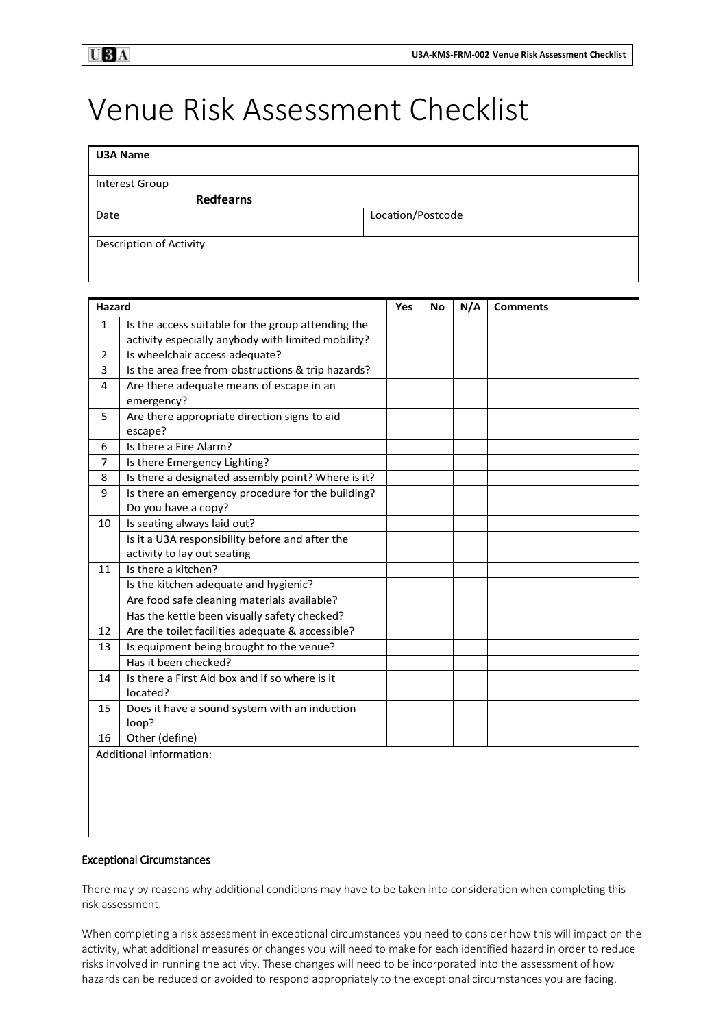# Venue Risk Assessment Checklist

| **U3A Name** | |
|---|---|
| Interest Group **Redfearns** | |
| Date | Location/Postcode |
| Description of Activity | |

| **Hazard** | | **Yes** | **No** | **N/A** | **Comments** |
|---|---|---|---|---|---|
| 1 | Is the access suitable for the group attending the activity especially anybody with limited mobility? | | | | |
| 2 | Is wheelchair access adequate? | | | | |
| 3 | Is the area free from obstructions & trip hazards? | | | | |
| 4 | Are there adequate means of escape in an emergency? | | | | |
| 5 | Are there appropriate direction signs to aid escape? | | | | |
| 6 | Is there a Fire Alarm? | | | | |
| 7 | Is there Emergency Lighting? | | | | |
| 8 | Is there a designated assembly point? Where is it? | | | | |
| 9 | Is there an emergency procedure for the building? Do you have a copy? | | | | |
| 10 | Is seating always laid out? | | | | |
| | Is it a U3A responsibility before and after the activity to lay out seating | | | | |
| 11 | Is there a kitchen? | | | | |
| | Is the kitchen adequate and hygienic? | | | | |
| | Are food safe cleaning materials available? | | | | |
| | Has the kettle been visually safety checked? | | | | |
| 12 | Are the toilet facilities adequate & accessible? | | | | |
| 13 | Is equipment being brought to the venue? | | | | |
| | Has it been checked? | | | | |
| 14 | Is there a First Aid box and if so where is it located? | | | | |
| 15 | Does it have a sound system with an induction loop? | | | | |
| 16 | Other (define) | | | | |
| Additional information: | | | | | |

## Exceptional Circumstances

There may by reasons why additional conditions may have to be taken into consideration when completing this risk assessment.

When completing a risk assessment in exceptional circumstances you need to consider how this will impact on the activity, what additional measures or changes you will need to make for each identified hazard in order to reduce risks involved in running the activity. These changes will need to be incorporated into the assessment of how hazards can be reduced or avoided to respond appropriately to the exceptional circumstances you are facing.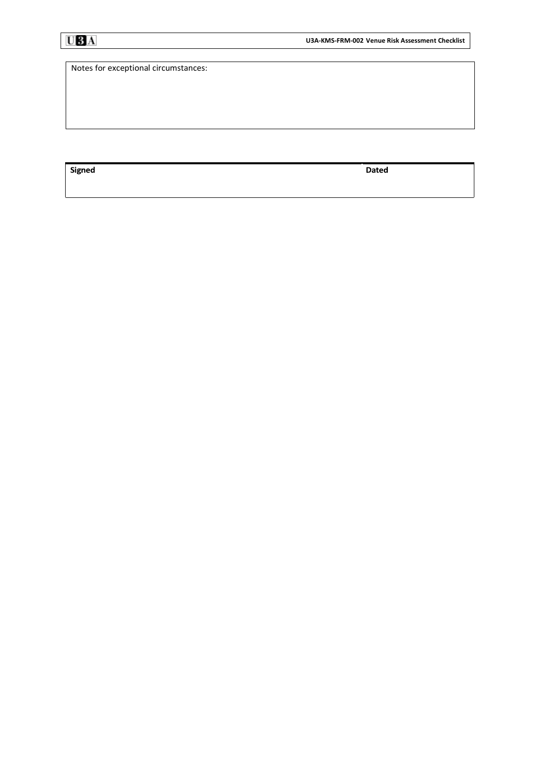Notes for exceptional circumstances:

| **Signed** | **Dated** |
| --- | --- |
| | |